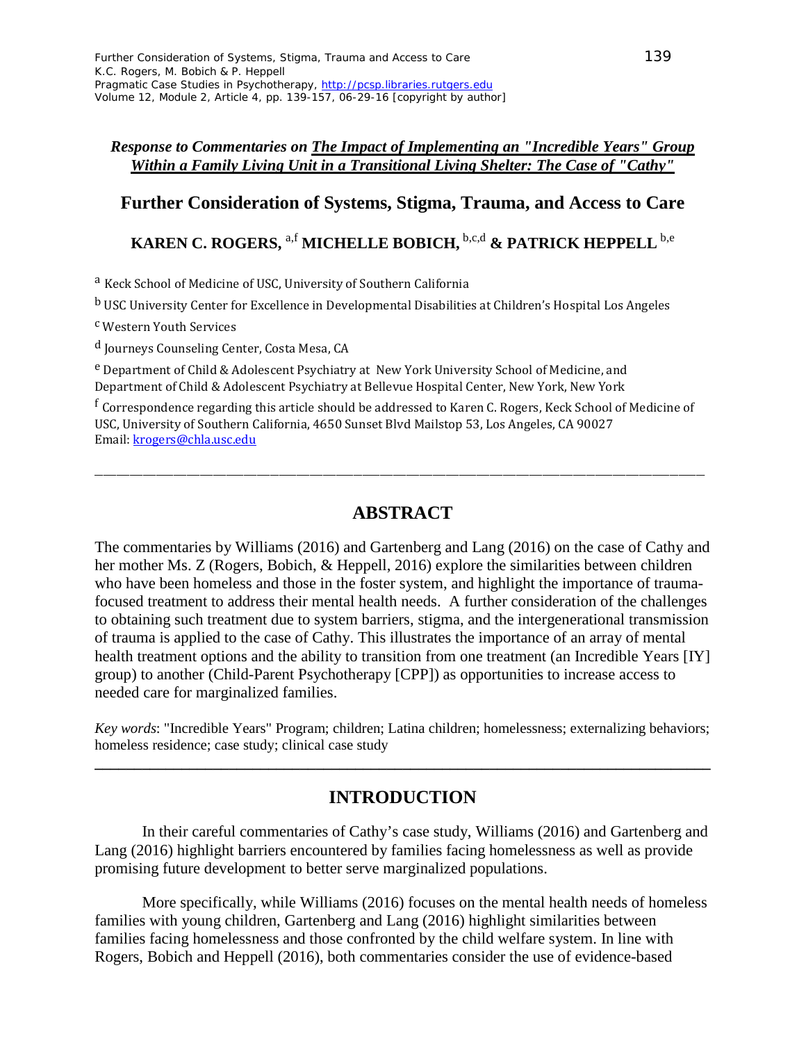*Response to Commentaries on The Impact of Implementing an "Incredible Years" Group Within a Family Living Unit in a Transitional Living Shelter: The Case of "Cathy"*

# Further Consideration of Systems, Stigma, Trauma, and Access to Care

**KAREN C. ROGERS,** [a,f] **MICHELLE BOBICH,** [b,c,d] **& PATRICK HEPPELL** [b,e]

[a] Keck School of Medicine of USC, University of Southern California

[b] USC University Center for Excellence in Developmental Disabilities at Children's Hospital Los Angeles

[c] Western Youth Services

[d] Journeys Counseling Center, Costa Mesa, CA

[e] Department of Child & Adolescent Psychiatry at New York University School of Medicine, and Department of Child & Adolescent Psychiatry at Bellevue Hospital Center, New York, New York

[f] Correspondence regarding this article should be addressed to Karen C. Rogers, Keck School of Medicine of USC, University of Southern California, 4650 Sunset Blvd Mailstop 53, Los Angeles, CA 90027
Email: krogers@chla.usc.edu

---

## ABSTRACT

The commentaries by Williams (2016) and Gartenberg and Lang (2016) on the case of Cathy and her mother Ms. Z (Rogers, Bobich, & Heppell, 2016) explore the similarities between children who have been homeless and those in the foster system, and highlight the importance of trauma-focused treatment to address their mental health needs. A further consideration of the challenges to obtaining such treatment due to system barriers, stigma, and the intergenerational transmission of trauma is applied to the case of Cathy. This illustrates the importance of an array of mental health treatment options and the ability to transition from one treatment (an Incredible Years [IY] group) to another (Child-Parent Psychotherapy [CPP]) as opportunities to increase access to needed care for marginalized families.

*Key words*: "Incredible Years" Program; children; Latina children; homelessness; externalizing behaviors; homeless residence; case study; clinical case study

---

## INTRODUCTION

In their careful commentaries of Cathy's case study, Williams (2016) and Gartenberg and Lang (2016) highlight barriers encountered by families facing homelessness as well as provide promising future development to better serve marginalized populations.

More specifically, while Williams (2016) focuses on the mental health needs of homeless families with young children, Gartenberg and Lang (2016) highlight similarities between families facing homelessness and those confronted by the child welfare system. In line with Rogers, Bobich and Heppell (2016), both commentaries consider the use of evidence-based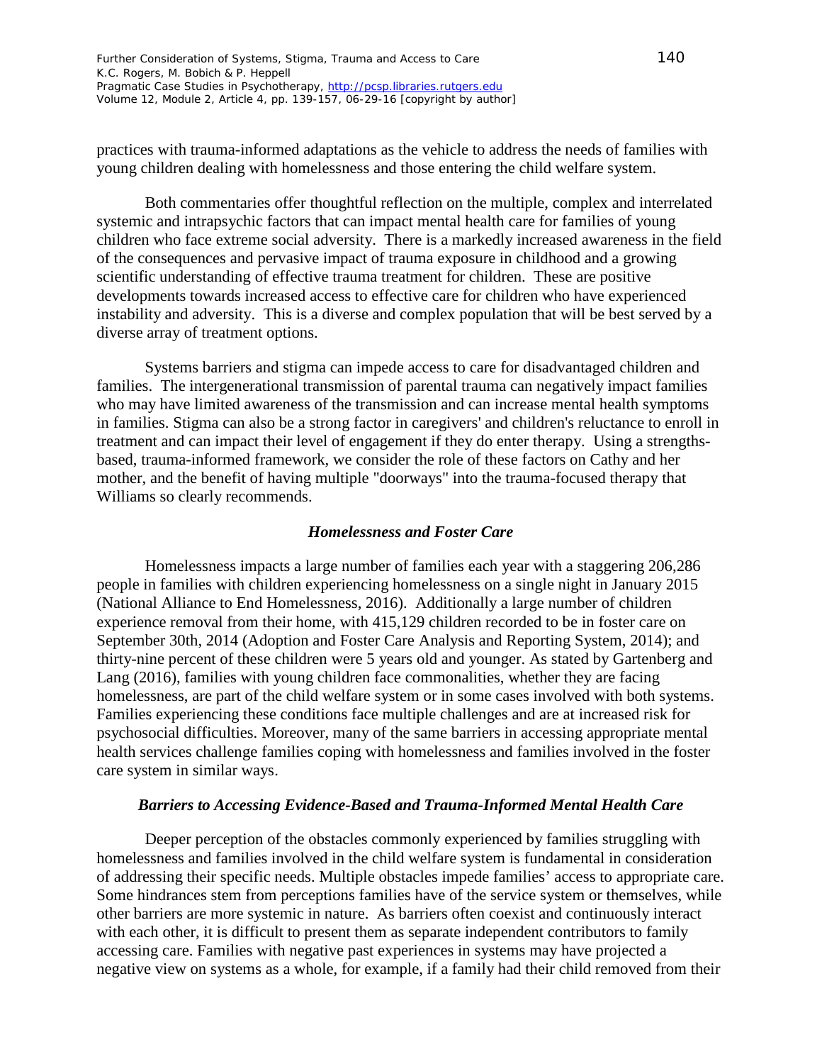practices with trauma-informed adaptations as the vehicle to address the needs of families with young children dealing with homelessness and those entering the child welfare system.

Both commentaries offer thoughtful reflection on the multiple, complex and interrelated systemic and intrapsychic factors that can impact mental health care for families of young children who face extreme social adversity. There is a markedly increased awareness in the field of the consequences and pervasive impact of trauma exposure in childhood and a growing scientific understanding of effective trauma treatment for children. These are positive developments towards increased access to effective care for children who have experienced instability and adversity. This is a diverse and complex population that will be best served by a diverse array of treatment options.

Systems barriers and stigma can impede access to care for disadvantaged children and families. The intergenerational transmission of parental trauma can negatively impact families who may have limited awareness of the transmission and can increase mental health symptoms in families. Stigma can also be a strong factor in caregivers' and children's reluctance to enroll in treatment and can impact their level of engagement if they do enter therapy. Using a strengths-based, trauma-informed framework, we consider the role of these factors on Cathy and her mother, and the benefit of having multiple "doorways" into the trauma-focused therapy that Williams so clearly recommends.

### *Homelessness and Foster Care*

Homelessness impacts a large number of families each year with a staggering 206,286 people in families with children experiencing homelessness on a single night in January 2015 (National Alliance to End Homelessness, 2016). Additionally a large number of children experience removal from their home, with 415,129 children recorded to be in foster care on September 30th, 2014 (Adoption and Foster Care Analysis and Reporting System, 2014); and thirty-nine percent of these children were 5 years old and younger. As stated by Gartenberg and Lang (2016), families with young children face commonalities, whether they are facing homelessness, are part of the child welfare system or in some cases involved with both systems. Families experiencing these conditions face multiple challenges and are at increased risk for psychosocial difficulties. Moreover, many of the same barriers in accessing appropriate mental health services challenge families coping with homelessness and families involved in the foster care system in similar ways.

### *Barriers to Accessing Evidence-Based and Trauma-Informed Mental Health Care*

Deeper perception of the obstacles commonly experienced by families struggling with homelessness and families involved in the child welfare system is fundamental in consideration of addressing their specific needs. Multiple obstacles impede families' access to appropriate care. Some hindrances stem from perceptions families have of the service system or themselves, while other barriers are more systemic in nature. As barriers often coexist and continuously interact with each other, it is difficult to present them as separate independent contributors to family accessing care. Families with negative past experiences in systems may have projected a negative view on systems as a whole, for example, if a family had their child removed from their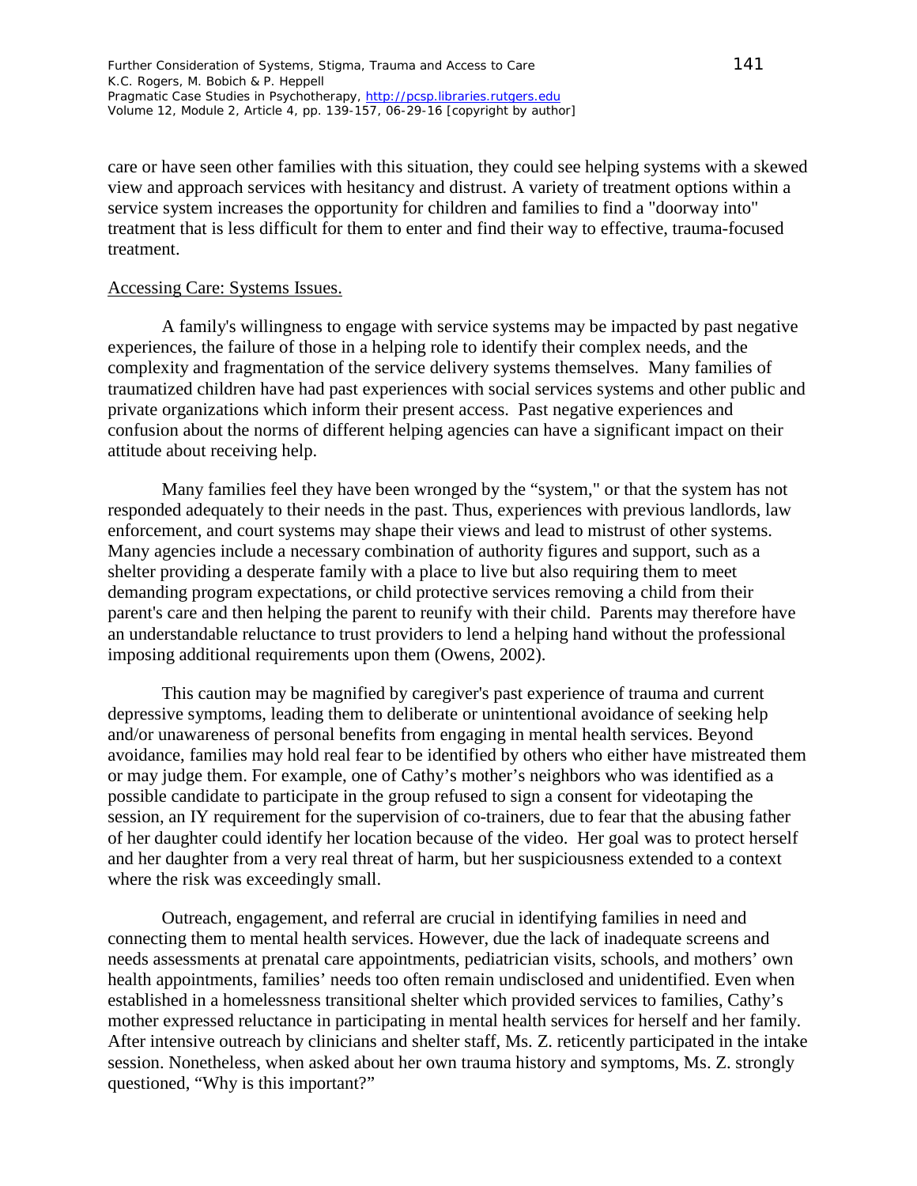care or have seen other families with this situation, they could see helping systems with a skewed view and approach services with hesitancy and distrust. A variety of treatment options within a service system increases the opportunity for children and families to find a "doorway into" treatment that is less difficult for them to enter and find their way to effective, trauma-focused treatment.

Accessing Care: Systems Issues.

A family's willingness to engage with service systems may be impacted by past negative experiences, the failure of those in a helping role to identify their complex needs, and the complexity and fragmentation of the service delivery systems themselves. Many families of traumatized children have had past experiences with social services systems and other public and private organizations which inform their present access. Past negative experiences and confusion about the norms of different helping agencies can have a significant impact on their attitude about receiving help.

Many families feel they have been wronged by the "system," or that the system has not responded adequately to their needs in the past. Thus, experiences with previous landlords, law enforcement, and court systems may shape their views and lead to mistrust of other systems. Many agencies include a necessary combination of authority figures and support, such as a shelter providing a desperate family with a place to live but also requiring them to meet demanding program expectations, or child protective services removing a child from their parent's care and then helping the parent to reunify with their child. Parents may therefore have an understandable reluctance to trust providers to lend a helping hand without the professional imposing additional requirements upon them (Owens, 2002).

This caution may be magnified by caregiver's past experience of trauma and current depressive symptoms, leading them to deliberate or unintentional avoidance of seeking help and/or unawareness of personal benefits from engaging in mental health services. Beyond avoidance, families may hold real fear to be identified by others who either have mistreated them or may judge them. For example, one of Cathy's mother's neighbors who was identified as a possible candidate to participate in the group refused to sign a consent for videotaping the session, an IY requirement for the supervision of co-trainers, due to fear that the abusing father of her daughter could identify her location because of the video. Her goal was to protect herself and her daughter from a very real threat of harm, but her suspiciousness extended to a context where the risk was exceedingly small.

Outreach, engagement, and referral are crucial in identifying families in need and connecting them to mental health services. However, due the lack of inadequate screens and needs assessments at prenatal care appointments, pediatrician visits, schools, and mothers' own health appointments, families' needs too often remain undisclosed and unidentified. Even when established in a homelessness transitional shelter which provided services to families, Cathy's mother expressed reluctance in participating in mental health services for herself and her family. After intensive outreach by clinicians and shelter staff, Ms. Z. reticently participated in the intake session. Nonetheless, when asked about her own trauma history and symptoms, Ms. Z. strongly questioned, "Why is this important?"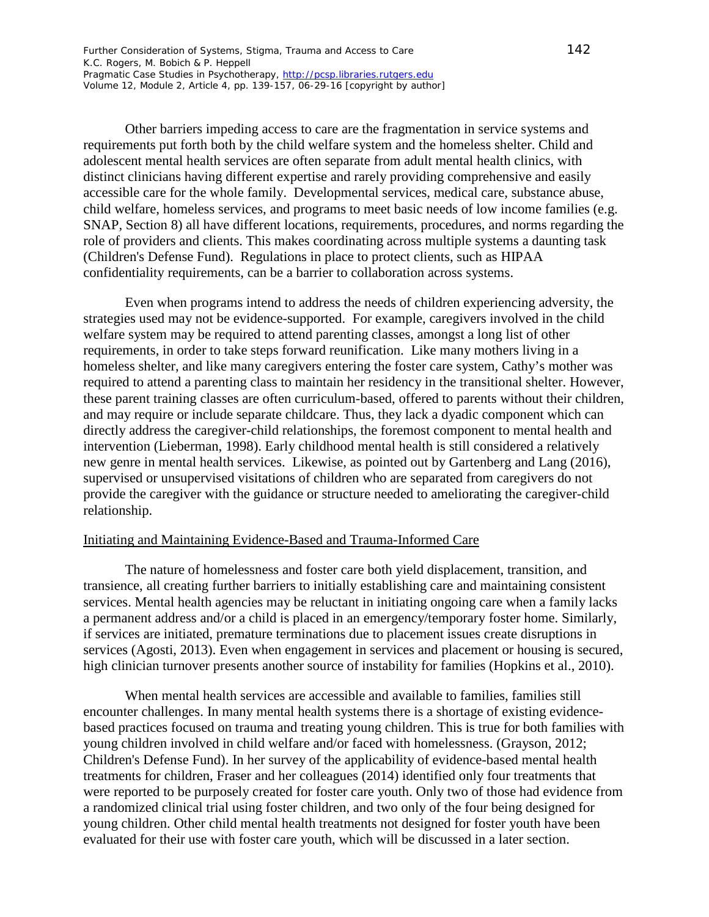Other barriers impeding access to care are the fragmentation in service systems and requirements put forth both by the child welfare system and the homeless shelter. Child and adolescent mental health services are often separate from adult mental health clinics, with distinct clinicians having different expertise and rarely providing comprehensive and easily accessible care for the whole family. Developmental services, medical care, substance abuse, child welfare, homeless services, and programs to meet basic needs of low income families (e.g. SNAP, Section 8) all have different locations, requirements, procedures, and norms regarding the role of providers and clients. This makes coordinating across multiple systems a daunting task (Children's Defense Fund). Regulations in place to protect clients, such as HIPAA confidentiality requirements, can be a barrier to collaboration across systems.

Even when programs intend to address the needs of children experiencing adversity, the strategies used may not be evidence-supported. For example, caregivers involved in the child welfare system may be required to attend parenting classes, amongst a long list of other requirements, in order to take steps forward reunification. Like many mothers living in a homeless shelter, and like many caregivers entering the foster care system, Cathy's mother was required to attend a parenting class to maintain her residency in the transitional shelter. However, these parent training classes are often curriculum-based, offered to parents without their children, and may require or include separate childcare. Thus, they lack a dyadic component which can directly address the caregiver-child relationships, the foremost component to mental health and intervention (Lieberman, 1998). Early childhood mental health is still considered a relatively new genre in mental health services. Likewise, as pointed out by Gartenberg and Lang (2016), supervised or unsupervised visitations of children who are separated from caregivers do not provide the caregiver with the guidance or structure needed to ameliorating the caregiver-child relationship.

## Initiating and Maintaining Evidence-Based and Trauma-Informed Care

The nature of homelessness and foster care both yield displacement, transition, and transience, all creating further barriers to initially establishing care and maintaining consistent services. Mental health agencies may be reluctant in initiating ongoing care when a family lacks a permanent address and/or a child is placed in an emergency/temporary foster home. Similarly, if services are initiated, premature terminations due to placement issues create disruptions in services (Agosti, 2013). Even when engagement in services and placement or housing is secured, high clinician turnover presents another source of instability for families (Hopkins et al., 2010).

When mental health services are accessible and available to families, families still encounter challenges. In many mental health systems there is a shortage of existing evidence-based practices focused on trauma and treating young children. This is true for both families with young children involved in child welfare and/or faced with homelessness. (Grayson, 2012; Children's Defense Fund). In her survey of the applicability of evidence-based mental health treatments for children, Fraser and her colleagues (2014) identified only four treatments that were reported to be purposely created for foster care youth. Only two of those had evidence from a randomized clinical trial using foster children, and two only of the four being designed for young children. Other child mental health treatments not designed for foster youth have been evaluated for their use with foster care youth, which will be discussed in a later section.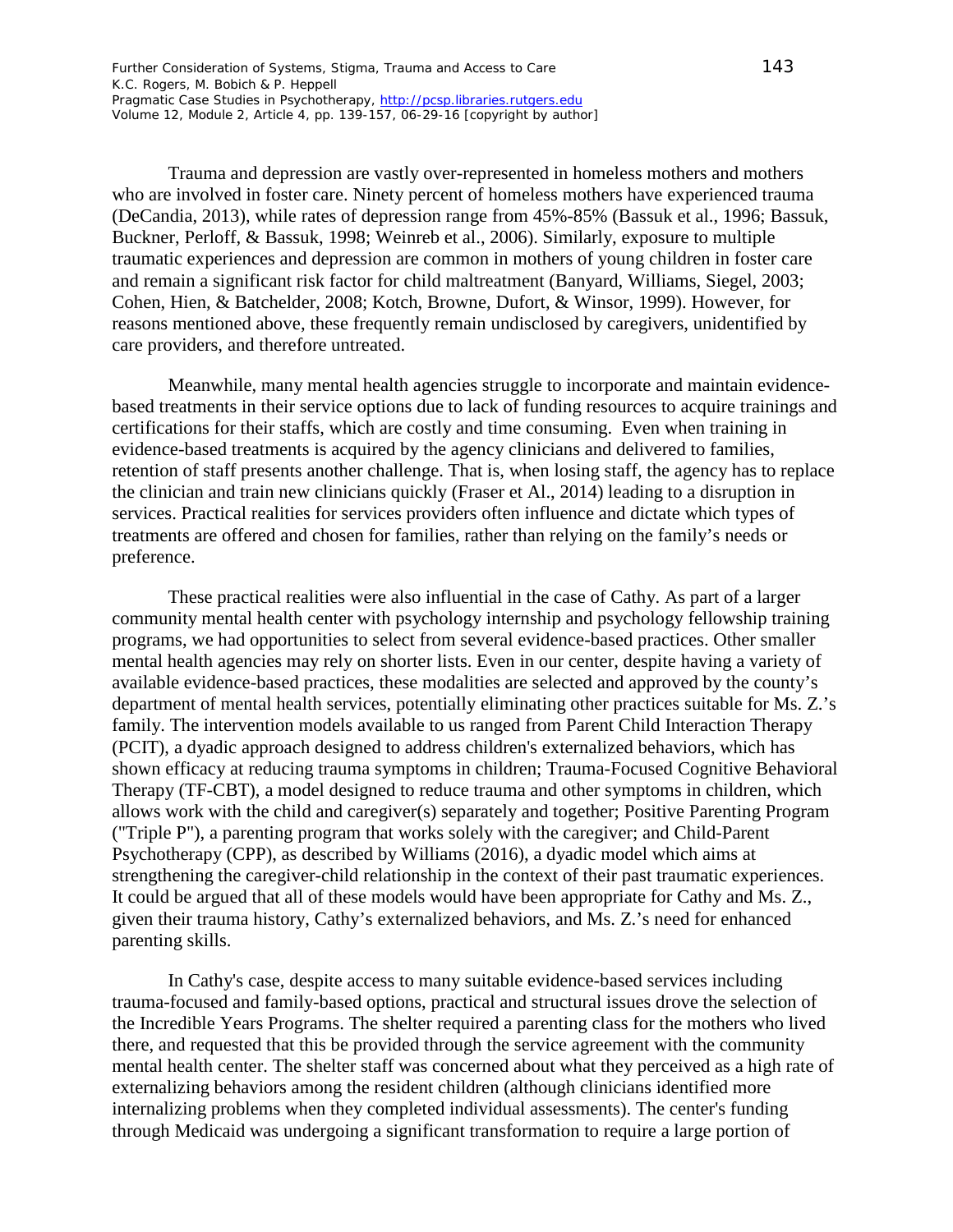Trauma and depression are vastly over-represented in homeless mothers and mothers who are involved in foster care. Ninety percent of homeless mothers have experienced trauma (DeCandia, 2013), while rates of depression range from 45%-85% (Bassuk et al., 1996; Bassuk, Buckner, Perloff, & Bassuk, 1998; Weinreb et al., 2006). Similarly, exposure to multiple traumatic experiences and depression are common in mothers of young children in foster care and remain a significant risk factor for child maltreatment (Banyard, Williams, Siegel, 2003; Cohen, Hien, & Batchelder, 2008; Kotch, Browne, Dufort, & Winsor, 1999). However, for reasons mentioned above, these frequently remain undisclosed by caregivers, unidentified by care providers, and therefore untreated.

Meanwhile, many mental health agencies struggle to incorporate and maintain evidence-based treatments in their service options due to lack of funding resources to acquire trainings and certifications for their staffs, which are costly and time consuming. Even when training in evidence-based treatments is acquired by the agency clinicians and delivered to families, retention of staff presents another challenge. That is, when losing staff, the agency has to replace the clinician and train new clinicians quickly (Fraser et Al., 2014) leading to a disruption in services. Practical realities for services providers often influence and dictate which types of treatments are offered and chosen for families, rather than relying on the family's needs or preference.

These practical realities were also influential in the case of Cathy. As part of a larger community mental health center with psychology internship and psychology fellowship training programs, we had opportunities to select from several evidence-based practices. Other smaller mental health agencies may rely on shorter lists. Even in our center, despite having a variety of available evidence-based practices, these modalities are selected and approved by the county's department of mental health services, potentially eliminating other practices suitable for Ms. Z.'s family. The intervention models available to us ranged from Parent Child Interaction Therapy (PCIT), a dyadic approach designed to address children's externalized behaviors, which has shown efficacy at reducing trauma symptoms in children; Trauma-Focused Cognitive Behavioral Therapy (TF-CBT), a model designed to reduce trauma and other symptoms in children, which allows work with the child and caregiver(s) separately and together; Positive Parenting Program ("Triple P"), a parenting program that works solely with the caregiver; and Child-Parent Psychotherapy (CPP), as described by Williams (2016), a dyadic model which aims at strengthening the caregiver-child relationship in the context of their past traumatic experiences. It could be argued that all of these models would have been appropriate for Cathy and Ms. Z., given their trauma history, Cathy's externalized behaviors, and Ms. Z.'s need for enhanced parenting skills.

In Cathy's case, despite access to many suitable evidence-based services including trauma-focused and family-based options, practical and structural issues drove the selection of the Incredible Years Programs. The shelter required a parenting class for the mothers who lived there, and requested that this be provided through the service agreement with the community mental health center. The shelter staff was concerned about what they perceived as a high rate of externalizing behaviors among the resident children (although clinicians identified more internalizing problems when they completed individual assessments). The center's funding through Medicaid was undergoing a significant transformation to require a large portion of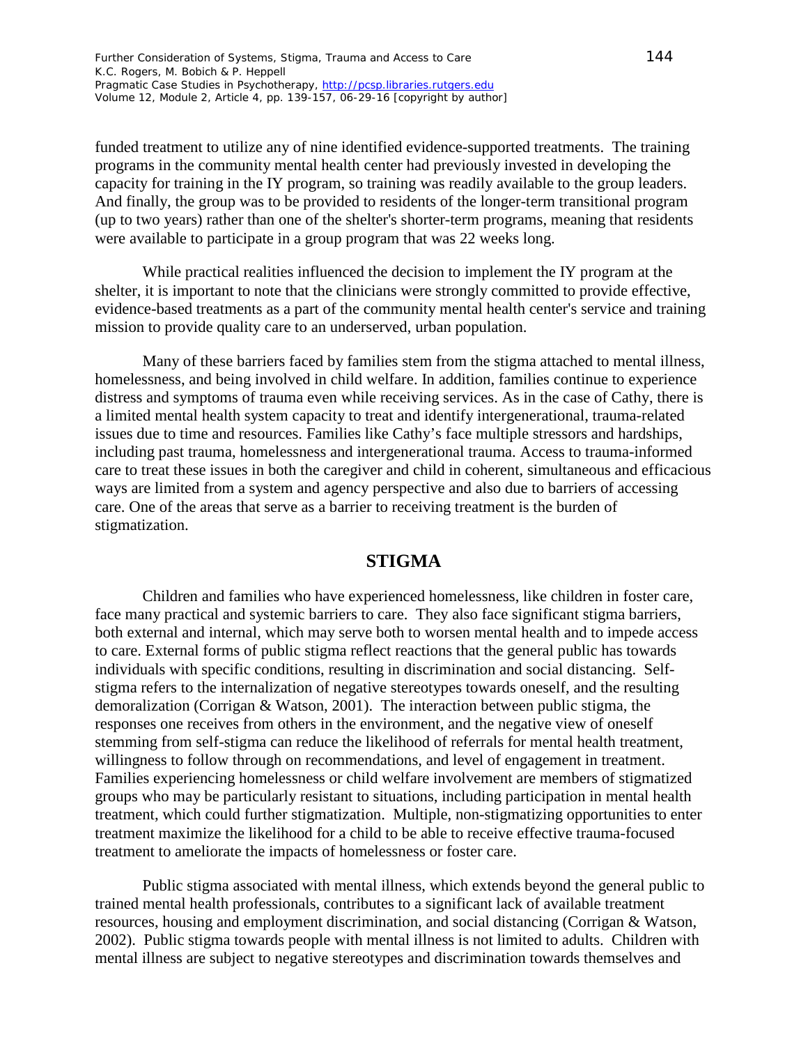funded treatment to utilize any of nine identified evidence-supported treatments. The training programs in the community mental health center had previously invested in developing the capacity for training in the IY program, so training was readily available to the group leaders. And finally, the group was to be provided to residents of the longer-term transitional program (up to two years) rather than one of the shelter's shorter-term programs, meaning that residents were available to participate in a group program that was 22 weeks long.

While practical realities influenced the decision to implement the IY program at the shelter, it is important to note that the clinicians were strongly committed to provide effective, evidence-based treatments as a part of the community mental health center's service and training mission to provide quality care to an underserved, urban population.

Many of these barriers faced by families stem from the stigma attached to mental illness, homelessness, and being involved in child welfare. In addition, families continue to experience distress and symptoms of trauma even while receiving services. As in the case of Cathy, there is a limited mental health system capacity to treat and identify intergenerational, trauma-related issues due to time and resources. Families like Cathy's face multiple stressors and hardships, including past trauma, homelessness and intergenerational trauma. Access to trauma-informed care to treat these issues in both the caregiver and child in coherent, simultaneous and efficacious ways are limited from a system and agency perspective and also due to barriers of accessing care. One of the areas that serve as a barrier to receiving treatment is the burden of stigmatization.

## STIGMA

Children and families who have experienced homelessness, like children in foster care, face many practical and systemic barriers to care. They also face significant stigma barriers, both external and internal, which may serve both to worsen mental health and to impede access to care. External forms of public stigma reflect reactions that the general public has towards individuals with specific conditions, resulting in discrimination and social distancing. Self-stigma refers to the internalization of negative stereotypes towards oneself, and the resulting demoralization (Corrigan & Watson, 2001). The interaction between public stigma, the responses one receives from others in the environment, and the negative view of oneself stemming from self-stigma can reduce the likelihood of referrals for mental health treatment, willingness to follow through on recommendations, and level of engagement in treatment. Families experiencing homelessness or child welfare involvement are members of stigmatized groups who may be particularly resistant to situations, including participation in mental health treatment, which could further stigmatization. Multiple, non-stigmatizing opportunities to enter treatment maximize the likelihood for a child to be able to receive effective trauma-focused treatment to ameliorate the impacts of homelessness or foster care.

Public stigma associated with mental illness, which extends beyond the general public to trained mental health professionals, contributes to a significant lack of available treatment resources, housing and employment discrimination, and social distancing (Corrigan & Watson, 2002). Public stigma towards people with mental illness is not limited to adults. Children with mental illness are subject to negative stereotypes and discrimination towards themselves and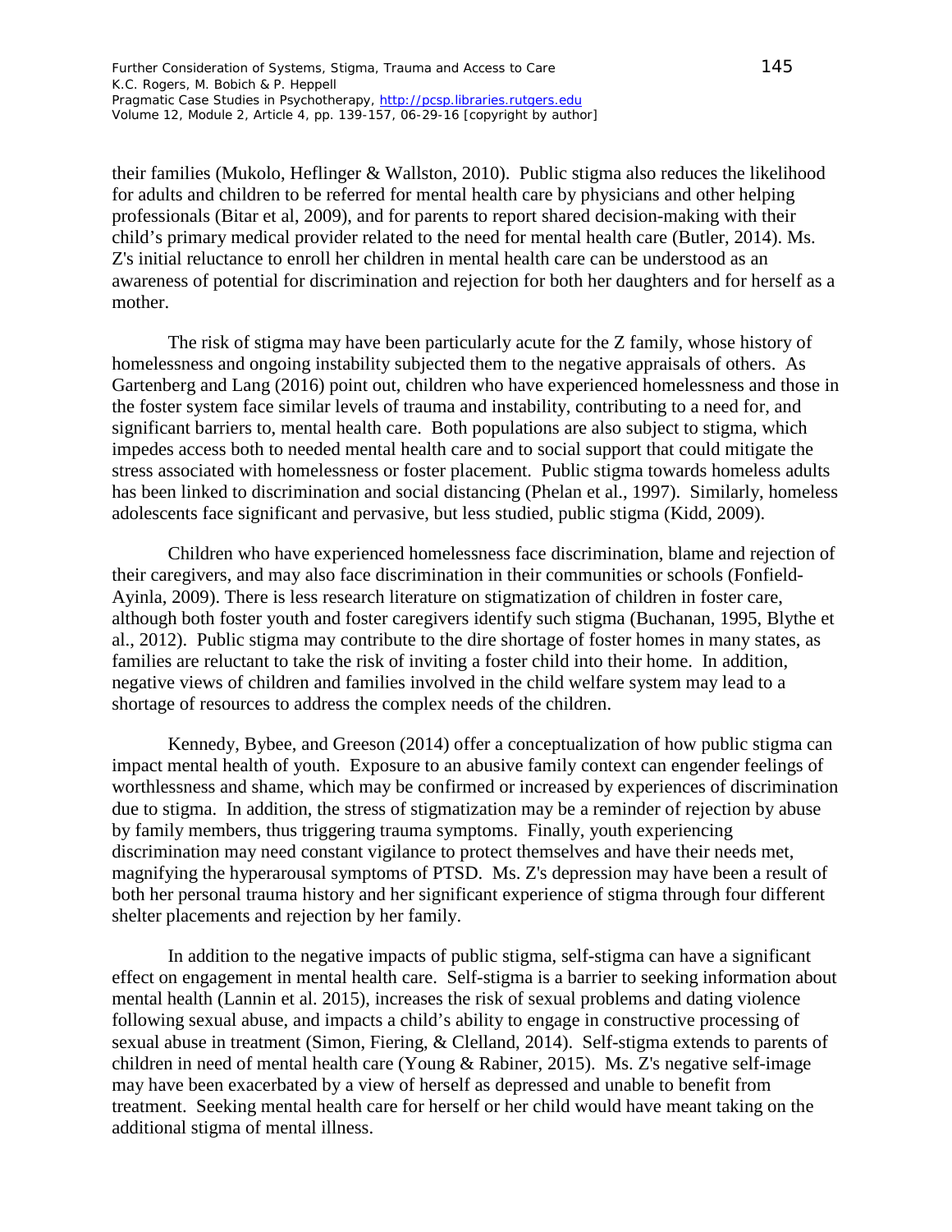their families (Mukolo, Heflinger & Wallston, 2010). Public stigma also reduces the likelihood for adults and children to be referred for mental health care by physicians and other helping professionals (Bitar et al, 2009), and for parents to report shared decision-making with their child's primary medical provider related to the need for mental health care (Butler, 2014). Ms. Z's initial reluctance to enroll her children in mental health care can be understood as an awareness of potential for discrimination and rejection for both her daughters and for herself as a mother.

The risk of stigma may have been particularly acute for the Z family, whose history of homelessness and ongoing instability subjected them to the negative appraisals of others. As Gartenberg and Lang (2016) point out, children who have experienced homelessness and those in the foster system face similar levels of trauma and instability, contributing to a need for, and significant barriers to, mental health care. Both populations are also subject to stigma, which impedes access both to needed mental health care and to social support that could mitigate the stress associated with homelessness or foster placement. Public stigma towards homeless adults has been linked to discrimination and social distancing (Phelan et al., 1997). Similarly, homeless adolescents face significant and pervasive, but less studied, public stigma (Kidd, 2009).

Children who have experienced homelessness face discrimination, blame and rejection of their caregivers, and may also face discrimination in their communities or schools (Fonfield-Ayinla, 2009). There is less research literature on stigmatization of children in foster care, although both foster youth and foster caregivers identify such stigma (Buchanan, 1995, Blythe et al., 2012). Public stigma may contribute to the dire shortage of foster homes in many states, as families are reluctant to take the risk of inviting a foster child into their home. In addition, negative views of children and families involved in the child welfare system may lead to a shortage of resources to address the complex needs of the children.

Kennedy, Bybee, and Greeson (2014) offer a conceptualization of how public stigma can impact mental health of youth. Exposure to an abusive family context can engender feelings of worthlessness and shame, which may be confirmed or increased by experiences of discrimination due to stigma. In addition, the stress of stigmatization may be a reminder of rejection by abuse by family members, thus triggering trauma symptoms. Finally, youth experiencing discrimination may need constant vigilance to protect themselves and have their needs met, magnifying the hyperarousal symptoms of PTSD. Ms. Z's depression may have been a result of both her personal trauma history and her significant experience of stigma through four different shelter placements and rejection by her family.

In addition to the negative impacts of public stigma, self-stigma can have a significant effect on engagement in mental health care. Self-stigma is a barrier to seeking information about mental health (Lannin et al. 2015), increases the risk of sexual problems and dating violence following sexual abuse, and impacts a child's ability to engage in constructive processing of sexual abuse in treatment (Simon, Fiering, & Clelland, 2014). Self-stigma extends to parents of children in need of mental health care (Young & Rabiner, 2015). Ms. Z's negative self-image may have been exacerbated by a view of herself as depressed and unable to benefit from treatment. Seeking mental health care for herself or her child would have meant taking on the additional stigma of mental illness.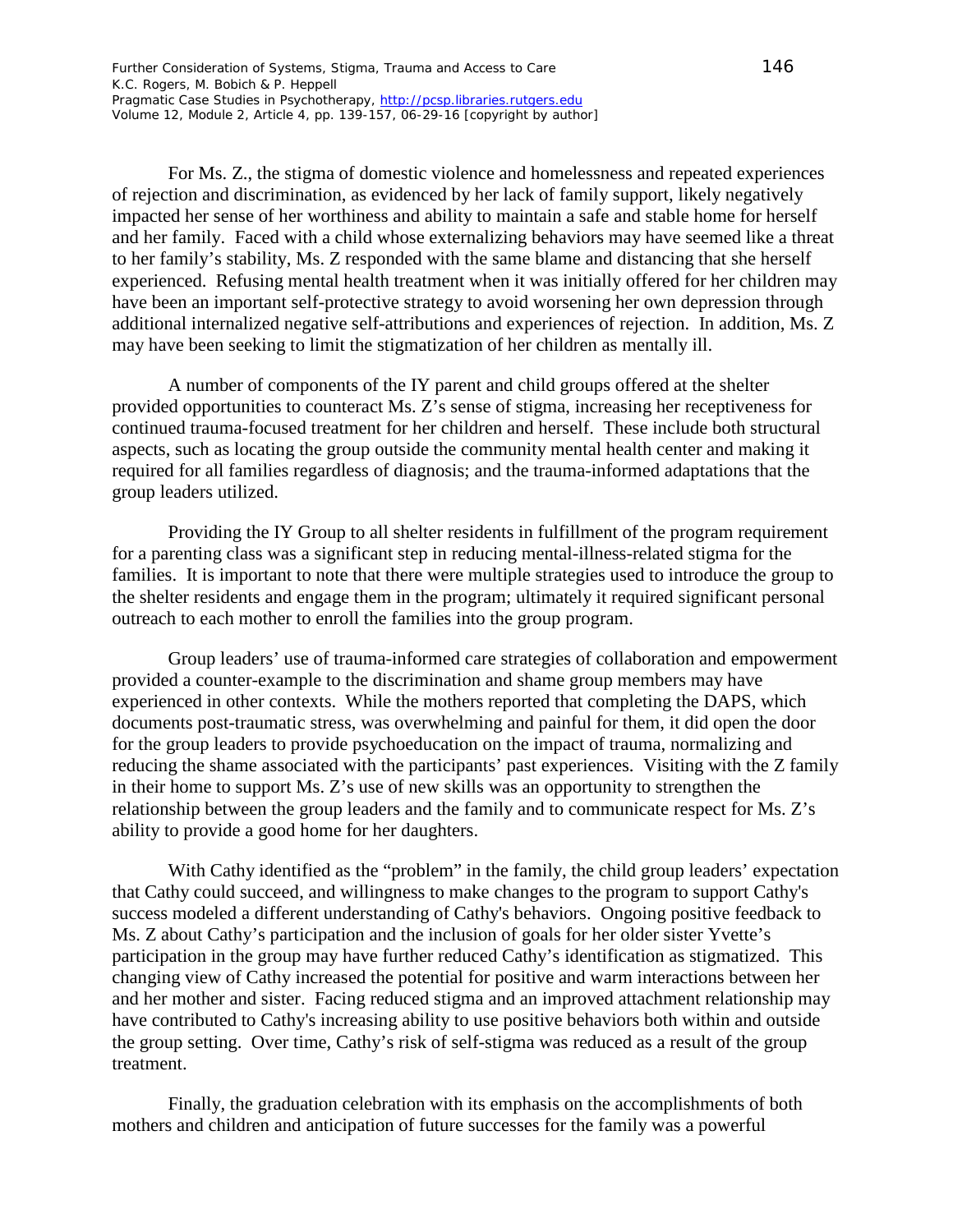For Ms. Z., the stigma of domestic violence and homelessness and repeated experiences of rejection and discrimination, as evidenced by her lack of family support, likely negatively impacted her sense of her worthiness and ability to maintain a safe and stable home for herself and her family. Faced with a child whose externalizing behaviors may have seemed like a threat to her family's stability, Ms. Z responded with the same blame and distancing that she herself experienced. Refusing mental health treatment when it was initially offered for her children may have been an important self-protective strategy to avoid worsening her own depression through additional internalized negative self-attributions and experiences of rejection. In addition, Ms. Z may have been seeking to limit the stigmatization of her children as mentally ill.

A number of components of the IY parent and child groups offered at the shelter provided opportunities to counteract Ms. Z's sense of stigma, increasing her receptiveness for continued trauma-focused treatment for her children and herself. These include both structural aspects, such as locating the group outside the community mental health center and making it required for all families regardless of diagnosis; and the trauma-informed adaptations that the group leaders utilized.

Providing the IY Group to all shelter residents in fulfillment of the program requirement for a parenting class was a significant step in reducing mental-illness-related stigma for the families. It is important to note that there were multiple strategies used to introduce the group to the shelter residents and engage them in the program; ultimately it required significant personal outreach to each mother to enroll the families into the group program.

Group leaders' use of trauma-informed care strategies of collaboration and empowerment provided a counter-example to the discrimination and shame group members may have experienced in other contexts. While the mothers reported that completing the DAPS, which documents post-traumatic stress, was overwhelming and painful for them, it did open the door for the group leaders to provide psychoeducation on the impact of trauma, normalizing and reducing the shame associated with the participants' past experiences. Visiting with the Z family in their home to support Ms. Z's use of new skills was an opportunity to strengthen the relationship between the group leaders and the family and to communicate respect for Ms. Z's ability to provide a good home for her daughters.

With Cathy identified as the "problem" in the family, the child group leaders' expectation that Cathy could succeed, and willingness to make changes to the program to support Cathy's success modeled a different understanding of Cathy's behaviors. Ongoing positive feedback to Ms. Z about Cathy's participation and the inclusion of goals for her older sister Yvette's participation in the group may have further reduced Cathy's identification as stigmatized. This changing view of Cathy increased the potential for positive and warm interactions between her and her mother and sister. Facing reduced stigma and an improved attachment relationship may have contributed to Cathy's increasing ability to use positive behaviors both within and outside the group setting. Over time, Cathy's risk of self-stigma was reduced as a result of the group treatment.

Finally, the graduation celebration with its emphasis on the accomplishments of both mothers and children and anticipation of future successes for the family was a powerful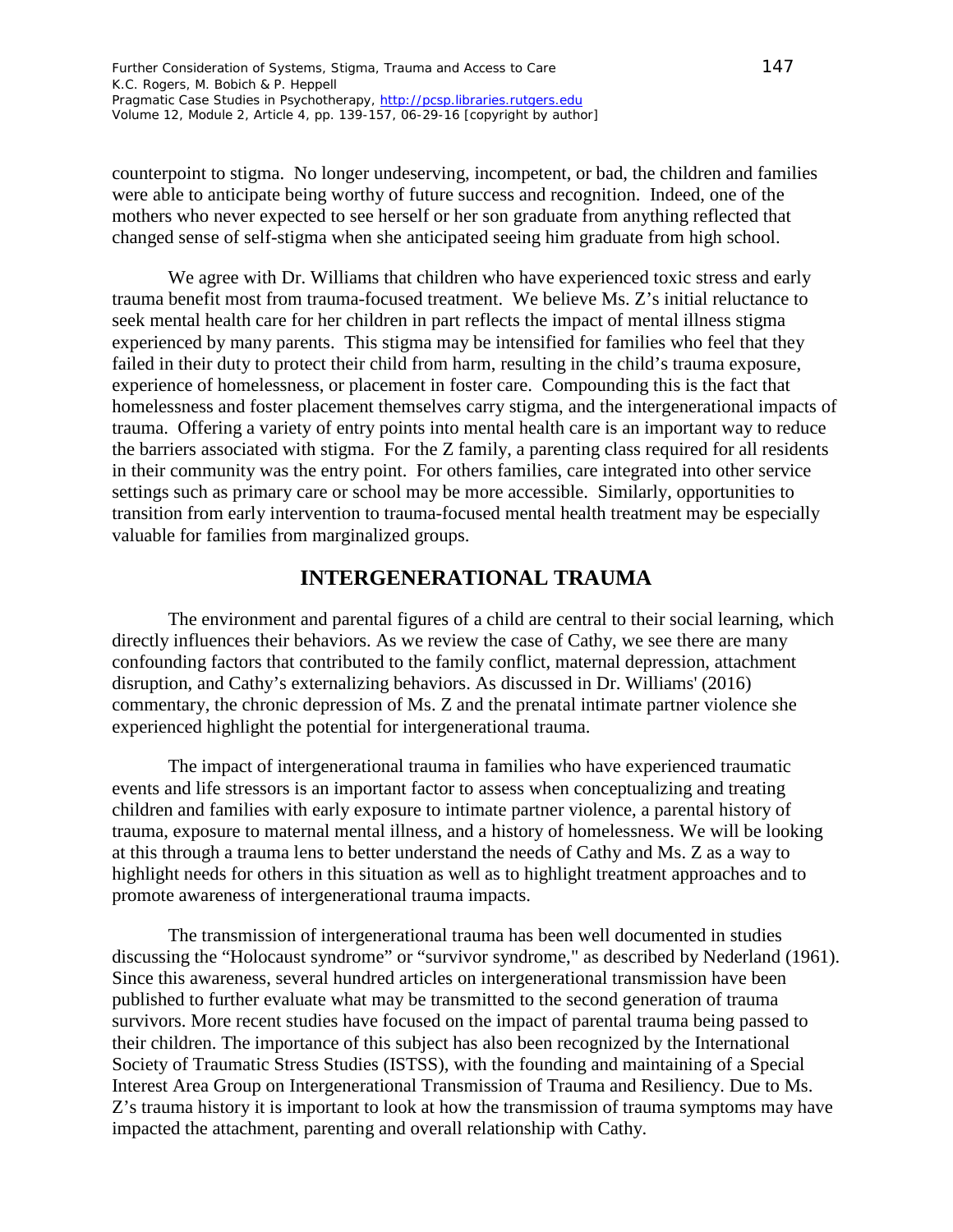counterpoint to stigma. No longer undeserving, incompetent, or bad, the children and families were able to anticipate being worthy of future success and recognition. Indeed, one of the mothers who never expected to see herself or her son graduate from anything reflected that changed sense of self-stigma when she anticipated seeing him graduate from high school.

We agree with Dr. Williams that children who have experienced toxic stress and early trauma benefit most from trauma-focused treatment. We believe Ms. Z's initial reluctance to seek mental health care for her children in part reflects the impact of mental illness stigma experienced by many parents. This stigma may be intensified for families who feel that they failed in their duty to protect their child from harm, resulting in the child's trauma exposure, experience of homelessness, or placement in foster care. Compounding this is the fact that homelessness and foster placement themselves carry stigma, and the intergenerational impacts of trauma. Offering a variety of entry points into mental health care is an important way to reduce the barriers associated with stigma. For the Z family, a parenting class required for all residents in their community was the entry point. For others families, care integrated into other service settings such as primary care or school may be more accessible. Similarly, opportunities to transition from early intervention to trauma-focused mental health treatment may be especially valuable for families from marginalized groups.

## INTERGENERATIONAL TRAUMA

The environment and parental figures of a child are central to their social learning, which directly influences their behaviors. As we review the case of Cathy, we see there are many confounding factors that contributed to the family conflict, maternal depression, attachment disruption, and Cathy's externalizing behaviors. As discussed in Dr. Williams' (2016) commentary, the chronic depression of Ms. Z and the prenatal intimate partner violence she experienced highlight the potential for intergenerational trauma.

The impact of intergenerational trauma in families who have experienced traumatic events and life stressors is an important factor to assess when conceptualizing and treating children and families with early exposure to intimate partner violence, a parental history of trauma, exposure to maternal mental illness, and a history of homelessness. We will be looking at this through a trauma lens to better understand the needs of Cathy and Ms. Z as a way to highlight needs for others in this situation as well as to highlight treatment approaches and to promote awareness of intergenerational trauma impacts.

The transmission of intergenerational trauma has been well documented in studies discussing the "Holocaust syndrome" or "survivor syndrome," as described by Nederland (1961). Since this awareness, several hundred articles on intergenerational transmission have been published to further evaluate what may be transmitted to the second generation of trauma survivors. More recent studies have focused on the impact of parental trauma being passed to their children. The importance of this subject has also been recognized by the International Society of Traumatic Stress Studies (ISTSS), with the founding and maintaining of a Special Interest Area Group on Intergenerational Transmission of Trauma and Resiliency. Due to Ms. Z's trauma history it is important to look at how the transmission of trauma symptoms may have impacted the attachment, parenting and overall relationship with Cathy.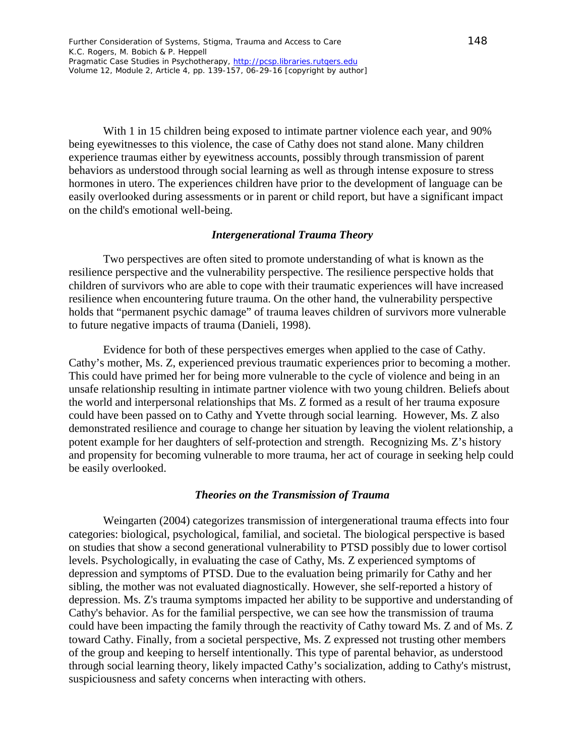With 1 in 15 children being exposed to intimate partner violence each year, and 90% being eyewitnesses to this violence, the case of Cathy does not stand alone. Many children experience traumas either by eyewitness accounts, possibly through transmission of parent behaviors as understood through social learning as well as through intense exposure to stress hormones in utero. The experiences children have prior to the development of language can be easily overlooked during assessments or in parent or child report, but have a significant impact on the child's emotional well-being.

### *Intergenerational Trauma Theory*

Two perspectives are often sited to promote understanding of what is known as the resilience perspective and the vulnerability perspective. The resilience perspective holds that children of survivors who are able to cope with their traumatic experiences will have increased resilience when encountering future trauma. On the other hand, the vulnerability perspective holds that "permanent psychic damage" of trauma leaves children of survivors more vulnerable to future negative impacts of trauma (Danieli, 1998).

Evidence for both of these perspectives emerges when applied to the case of Cathy. Cathy's mother, Ms. Z, experienced previous traumatic experiences prior to becoming a mother. This could have primed her for being more vulnerable to the cycle of violence and being in an unsafe relationship resulting in intimate partner violence with two young children. Beliefs about the world and interpersonal relationships that Ms. Z formed as a result of her trauma exposure could have been passed on to Cathy and Yvette through social learning. However, Ms. Z also demonstrated resilience and courage to change her situation by leaving the violent relationship, a potent example for her daughters of self-protection and strength. Recognizing Ms. Z's history and propensity for becoming vulnerable to more trauma, her act of courage in seeking help could be easily overlooked.

### *Theories on the Transmission of Trauma*

Weingarten (2004) categorizes transmission of intergenerational trauma effects into four categories: biological, psychological, familial, and societal. The biological perspective is based on studies that show a second generational vulnerability to PTSD possibly due to lower cortisol levels. Psychologically, in evaluating the case of Cathy, Ms. Z experienced symptoms of depression and symptoms of PTSD. Due to the evaluation being primarily for Cathy and her sibling, the mother was not evaluated diagnostically. However, she self-reported a history of depression. Ms. Z's trauma symptoms impacted her ability to be supportive and understanding of Cathy's behavior. As for the familial perspective, we can see how the transmission of trauma could have been impacting the family through the reactivity of Cathy toward Ms. Z and of Ms. Z toward Cathy. Finally, from a societal perspective, Ms. Z expressed not trusting other members of the group and keeping to herself intentionally. This type of parental behavior, as understood through social learning theory, likely impacted Cathy's socialization, adding to Cathy's mistrust, suspiciousness and safety concerns when interacting with others.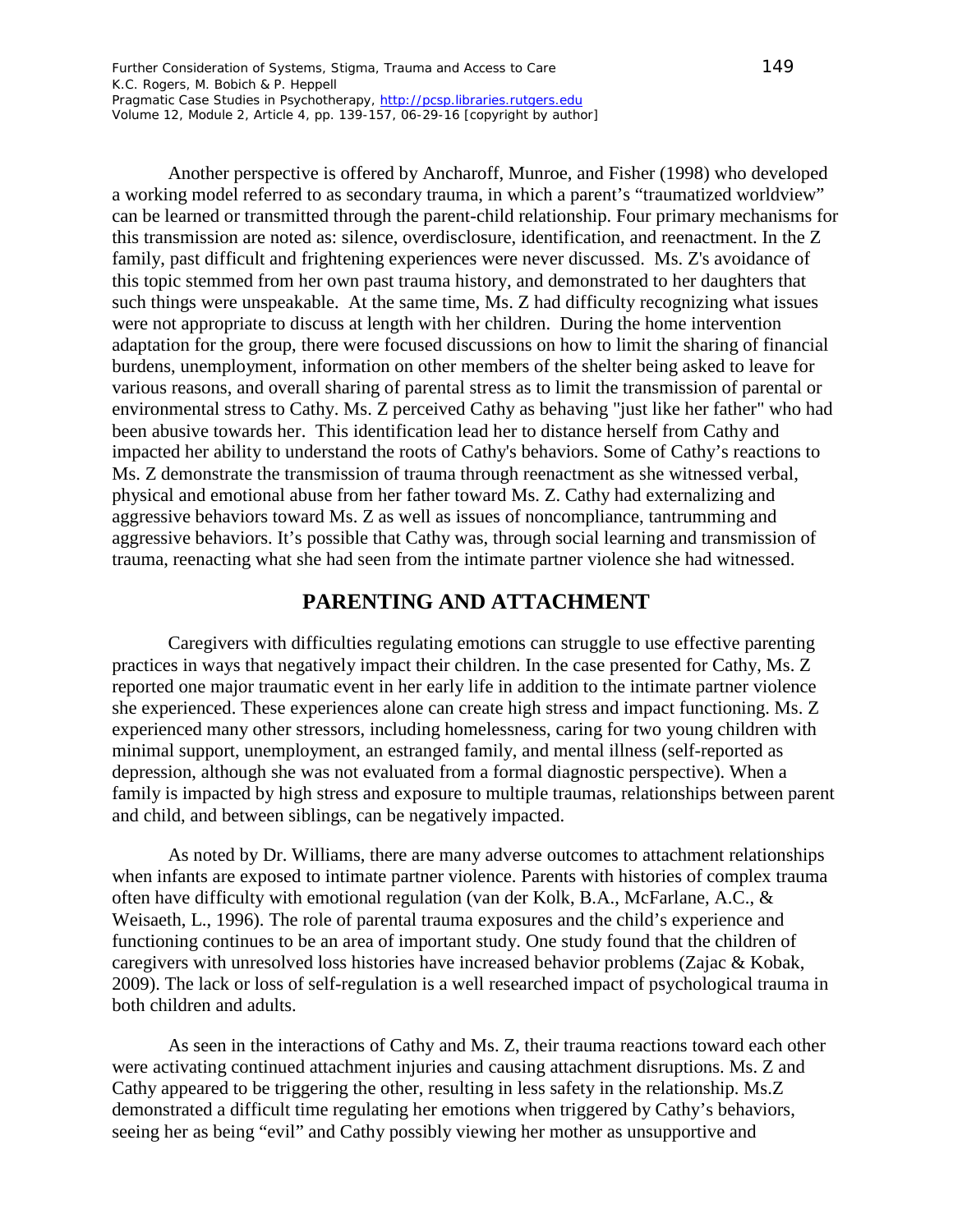Another perspective is offered by Ancharoff, Munroe, and Fisher (1998) who developed a working model referred to as secondary trauma, in which a parent's "traumatized worldview" can be learned or transmitted through the parent-child relationship. Four primary mechanisms for this transmission are noted as: silence, overdisclosure, identification, and reenactment. In the Z family, past difficult and frightening experiences were never discussed. Ms. Z's avoidance of this topic stemmed from her own past trauma history, and demonstrated to her daughters that such things were unspeakable. At the same time, Ms. Z had difficulty recognizing what issues were not appropriate to discuss at length with her children. During the home intervention adaptation for the group, there were focused discussions on how to limit the sharing of financial burdens, unemployment, information on other members of the shelter being asked to leave for various reasons, and overall sharing of parental stress as to limit the transmission of parental or environmental stress to Cathy. Ms. Z perceived Cathy as behaving "just like her father" who had been abusive towards her. This identification lead her to distance herself from Cathy and impacted her ability to understand the roots of Cathy's behaviors. Some of Cathy's reactions to Ms. Z demonstrate the transmission of trauma through reenactment as she witnessed verbal, physical and emotional abuse from her father toward Ms. Z. Cathy had externalizing and aggressive behaviors toward Ms. Z as well as issues of noncompliance, tantrumming and aggressive behaviors. It's possible that Cathy was, through social learning and transmission of trauma, reenacting what she had seen from the intimate partner violence she had witnessed.

## PARENTING AND ATTACHMENT

Caregivers with difficulties regulating emotions can struggle to use effective parenting practices in ways that negatively impact their children. In the case presented for Cathy, Ms. Z reported one major traumatic event in her early life in addition to the intimate partner violence she experienced. These experiences alone can create high stress and impact functioning. Ms. Z experienced many other stressors, including homelessness, caring for two young children with minimal support, unemployment, an estranged family, and mental illness (self-reported as depression, although she was not evaluated from a formal diagnostic perspective). When a family is impacted by high stress and exposure to multiple traumas, relationships between parent and child, and between siblings, can be negatively impacted.

As noted by Dr. Williams, there are many adverse outcomes to attachment relationships when infants are exposed to intimate partner violence. Parents with histories of complex trauma often have difficulty with emotional regulation (van der Kolk, B.A., McFarlane, A.C., & Weisaeth, L., 1996). The role of parental trauma exposures and the child's experience and functioning continues to be an area of important study. One study found that the children of caregivers with unresolved loss histories have increased behavior problems (Zajac & Kobak, 2009). The lack or loss of self-regulation is a well researched impact of psychological trauma in both children and adults.

As seen in the interactions of Cathy and Ms. Z, their trauma reactions toward each other were activating continued attachment injuries and causing attachment disruptions. Ms. Z and Cathy appeared to be triggering the other, resulting in less safety in the relationship. Ms.Z demonstrated a difficult time regulating her emotions when triggered by Cathy's behaviors, seeing her as being "evil" and Cathy possibly viewing her mother as unsupportive and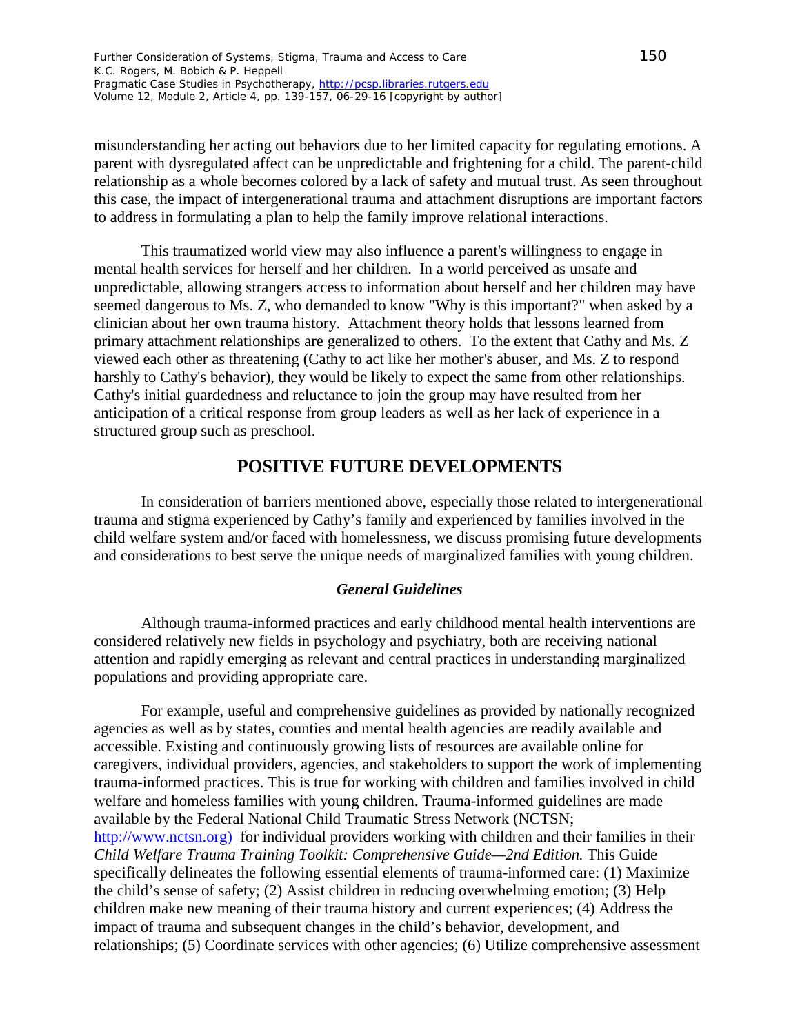misunderstanding her acting out behaviors due to her limited capacity for regulating emotions. A parent with dysregulated affect can be unpredictable and frightening for a child. The parent-child relationship as a whole becomes colored by a lack of safety and mutual trust. As seen throughout this case, the impact of intergenerational trauma and attachment disruptions are important factors to address in formulating a plan to help the family improve relational interactions.

This traumatized world view may also influence a parent's willingness to engage in mental health services for herself and her children. In a world perceived as unsafe and unpredictable, allowing strangers access to information about herself and her children may have seemed dangerous to Ms. Z, who demanded to know "Why is this important?" when asked by a clinician about her own trauma history. Attachment theory holds that lessons learned from primary attachment relationships are generalized to others. To the extent that Cathy and Ms. Z viewed each other as threatening (Cathy to act like her mother's abuser, and Ms. Z to respond harshly to Cathy's behavior), they would be likely to expect the same from other relationships. Cathy's initial guardedness and reluctance to join the group may have resulted from her anticipation of a critical response from group leaders as well as her lack of experience in a structured group such as preschool.

## POSITIVE FUTURE DEVELOPMENTS

In consideration of barriers mentioned above, especially those related to intergenerational trauma and stigma experienced by Cathy's family and experienced by families involved in the child welfare system and/or faced with homelessness, we discuss promising future developments and considerations to best serve the unique needs of marginalized families with young children.

### *General Guidelines*

Although trauma-informed practices and early childhood mental health interventions are considered relatively new fields in psychology and psychiatry, both are receiving national attention and rapidly emerging as relevant and central practices in understanding marginalized populations and providing appropriate care.

For example, useful and comprehensive guidelines as provided by nationally recognized agencies as well as by states, counties and mental health agencies are readily available and accessible. Existing and continuously growing lists of resources are available online for caregivers, individual providers, agencies, and stakeholders to support the work of implementing trauma-informed practices. This is true for working with children and families involved in child welfare and homeless families with young children. Trauma-informed guidelines are made available by the Federal National Child Traumatic Stress Network (NCTSN; http://www.nctsn.org) for individual providers working with children and their families in their *Child Welfare Trauma Training Toolkit: Comprehensive Guide—2nd Edition.* This Guide specifically delineates the following essential elements of trauma-informed care: (1) Maximize the child's sense of safety; (2) Assist children in reducing overwhelming emotion; (3) Help children make new meaning of their trauma history and current experiences; (4) Address the impact of trauma and subsequent changes in the child's behavior, development, and relationships; (5) Coordinate services with other agencies; (6) Utilize comprehensive assessment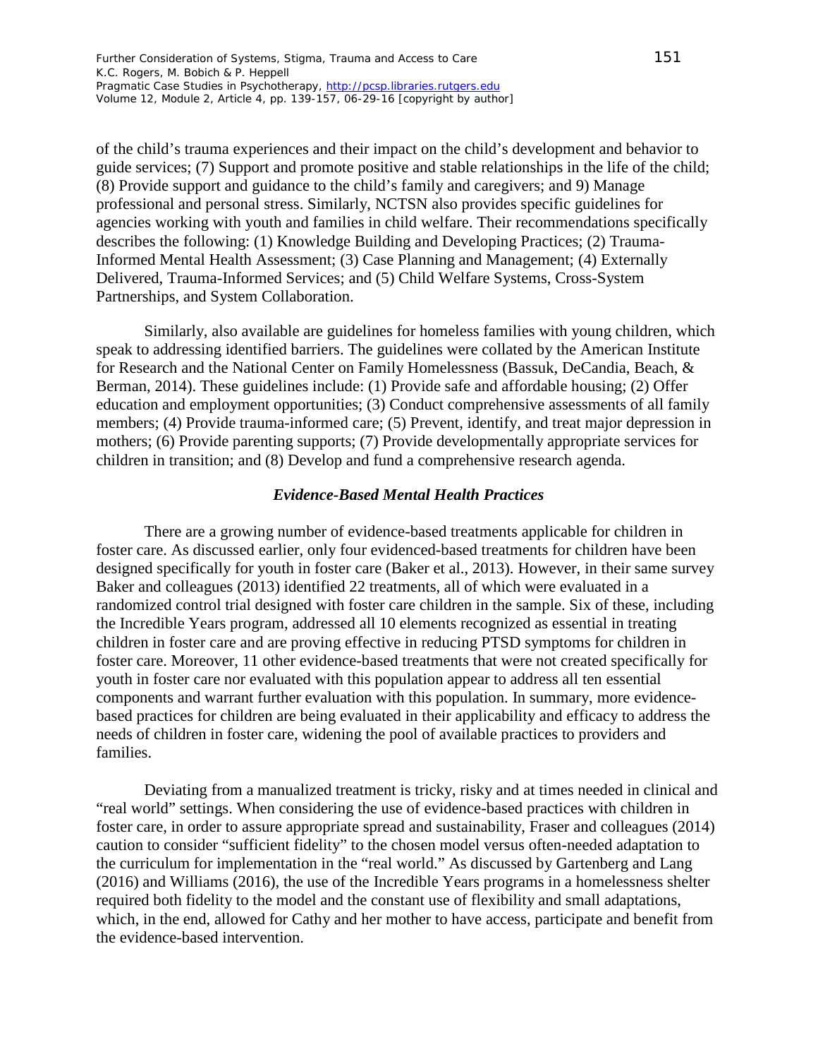of the child's trauma experiences and their impact on the child's development and behavior to guide services; (7) Support and promote positive and stable relationships in the life of the child; (8) Provide support and guidance to the child's family and caregivers; and 9) Manage professional and personal stress. Similarly, NCTSN also provides specific guidelines for agencies working with youth and families in child welfare. Their recommendations specifically describes the following: (1) Knowledge Building and Developing Practices; (2) Trauma-Informed Mental Health Assessment; (3) Case Planning and Management; (4) Externally Delivered, Trauma-Informed Services; and (5) Child Welfare Systems, Cross-System Partnerships, and System Collaboration.

Similarly, also available are guidelines for homeless families with young children, which speak to addressing identified barriers. The guidelines were collated by the American Institute for Research and the National Center on Family Homelessness (Bassuk, DeCandia, Beach, & Berman, 2014). These guidelines include: (1) Provide safe and affordable housing; (2) Offer education and employment opportunities; (3) Conduct comprehensive assessments of all family members; (4) Provide trauma-informed care; (5) Prevent, identify, and treat major depression in mothers; (6) Provide parenting supports; (7) Provide developmentally appropriate services for children in transition; and (8) Develop and fund a comprehensive research agenda.

### *Evidence-Based Mental Health Practices*

There are a growing number of evidence-based treatments applicable for children in foster care. As discussed earlier, only four evidenced-based treatments for children have been designed specifically for youth in foster care (Baker et al., 2013). However, in their same survey Baker and colleagues (2013) identified 22 treatments, all of which were evaluated in a randomized control trial designed with foster care children in the sample. Six of these, including the Incredible Years program, addressed all 10 elements recognized as essential in treating children in foster care and are proving effective in reducing PTSD symptoms for children in foster care. Moreover, 11 other evidence-based treatments that were not created specifically for youth in foster care nor evaluated with this population appear to address all ten essential components and warrant further evaluation with this population. In summary, more evidence-based practices for children are being evaluated in their applicability and efficacy to address the needs of children in foster care, widening the pool of available practices to providers and families.

Deviating from a manualized treatment is tricky, risky and at times needed in clinical and "real world" settings. When considering the use of evidence-based practices with children in foster care, in order to assure appropriate spread and sustainability, Fraser and colleagues (2014) caution to consider "sufficient fidelity" to the chosen model versus often-needed adaptation to the curriculum for implementation in the "real world." As discussed by Gartenberg and Lang (2016) and Williams (2016), the use of the Incredible Years programs in a homelessness shelter required both fidelity to the model and the constant use of flexibility and small adaptations, which, in the end, allowed for Cathy and her mother to have access, participate and benefit from the evidence-based intervention.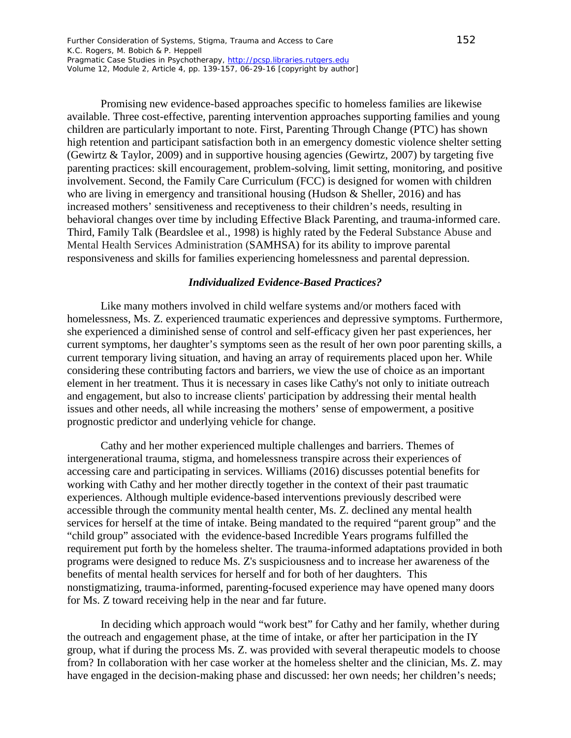Promising new evidence-based approaches specific to homeless families are likewise available. Three cost-effective, parenting intervention approaches supporting families and young children are particularly important to note. First, Parenting Through Change (PTC) has shown high retention and participant satisfaction both in an emergency domestic violence shelter setting (Gewirtz & Taylor, 2009) and in supportive housing agencies (Gewirtz, 2007) by targeting five parenting practices: skill encouragement, problem-solving, limit setting, monitoring, and positive involvement. Second, the Family Care Curriculum (FCC) is designed for women with children who are living in emergency and transitional housing (Hudson & Sheller, 2016) and has increased mothers' sensitiveness and receptiveness to their children's needs, resulting in behavioral changes over time by including Effective Black Parenting, and trauma-informed care. Third, Family Talk (Beardslee et al., 1998) is highly rated by the Federal Substance Abuse and Mental Health Services Administration (SAMHSA) for its ability to improve parental responsiveness and skills for families experiencing homelessness and parental depression.

### *Individualized Evidence-Based Practices?*

Like many mothers involved in child welfare systems and/or mothers faced with homelessness, Ms. Z. experienced traumatic experiences and depressive symptoms. Furthermore, she experienced a diminished sense of control and self-efficacy given her past experiences, her current symptoms, her daughter's symptoms seen as the result of her own poor parenting skills, a current temporary living situation, and having an array of requirements placed upon her. While considering these contributing factors and barriers, we view the use of choice as an important element in her treatment. Thus it is necessary in cases like Cathy's not only to initiate outreach and engagement, but also to increase clients' participation by addressing their mental health issues and other needs, all while increasing the mothers' sense of empowerment, a positive prognostic predictor and underlying vehicle for change.

Cathy and her mother experienced multiple challenges and barriers. Themes of intergenerational trauma, stigma, and homelessness transpire across their experiences of accessing care and participating in services. Williams (2016) discusses potential benefits for working with Cathy and her mother directly together in the context of their past traumatic experiences. Although multiple evidence-based interventions previously described were accessible through the community mental health center, Ms. Z. declined any mental health services for herself at the time of intake. Being mandated to the required "parent group" and the "child group" associated with the evidence-based Incredible Years programs fulfilled the requirement put forth by the homeless shelter. The trauma-informed adaptations provided in both programs were designed to reduce Ms. Z's suspiciousness and to increase her awareness of the benefits of mental health services for herself and for both of her daughters. This nonstigmatizing, trauma-informed, parenting-focused experience may have opened many doors for Ms. Z toward receiving help in the near and far future.

In deciding which approach would "work best" for Cathy and her family, whether during the outreach and engagement phase, at the time of intake, or after her participation in the IY group, what if during the process Ms. Z. was provided with several therapeutic models to choose from? In collaboration with her case worker at the homeless shelter and the clinician, Ms. Z. may have engaged in the decision-making phase and discussed: her own needs; her children's needs;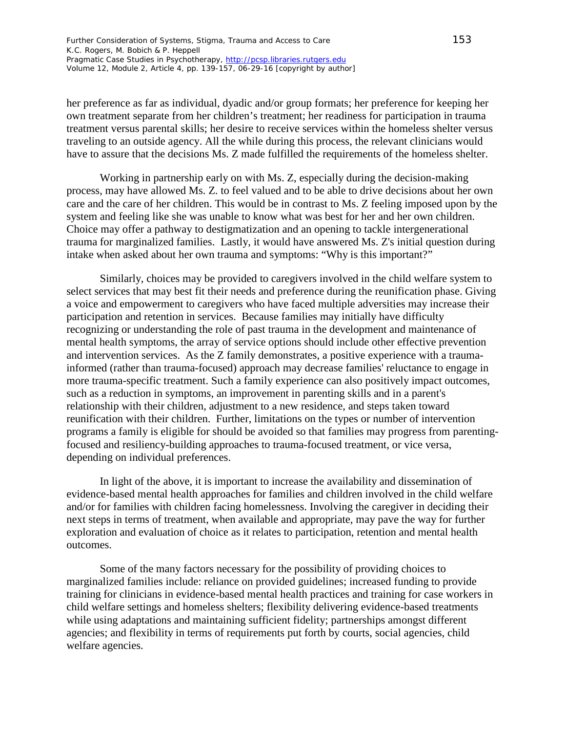her preference as far as individual, dyadic and/or group formats; her preference for keeping her own treatment separate from her children's treatment; her readiness for participation in trauma treatment versus parental skills; her desire to receive services within the homeless shelter versus traveling to an outside agency. All the while during this process, the relevant clinicians would have to assure that the decisions Ms. Z made fulfilled the requirements of the homeless shelter.

Working in partnership early on with Ms. Z, especially during the decision-making process, may have allowed Ms. Z. to feel valued and to be able to drive decisions about her own care and the care of her children. This would be in contrast to Ms. Z feeling imposed upon by the system and feeling like she was unable to know what was best for her and her own children. Choice may offer a pathway to destigmatization and an opening to tackle intergenerational trauma for marginalized families. Lastly, it would have answered Ms. Z's initial question during intake when asked about her own trauma and symptoms: "Why is this important?"

Similarly, choices may be provided to caregivers involved in the child welfare system to select services that may best fit their needs and preference during the reunification phase. Giving a voice and empowerment to caregivers who have faced multiple adversities may increase their participation and retention in services. Because families may initially have difficulty recognizing or understanding the role of past trauma in the development and maintenance of mental health symptoms, the array of service options should include other effective prevention and intervention services. As the Z family demonstrates, a positive experience with a trauma-informed (rather than trauma-focused) approach may decrease families' reluctance to engage in more trauma-specific treatment. Such a family experience can also positively impact outcomes, such as a reduction in symptoms, an improvement in parenting skills and in a parent's relationship with their children, adjustment to a new residence, and steps taken toward reunification with their children. Further, limitations on the types or number of intervention programs a family is eligible for should be avoided so that families may progress from parenting-focused and resiliency-building approaches to trauma-focused treatment, or vice versa, depending on individual preferences.

In light of the above, it is important to increase the availability and dissemination of evidence-based mental health approaches for families and children involved in the child welfare and/or for families with children facing homelessness. Involving the caregiver in deciding their next steps in terms of treatment, when available and appropriate, may pave the way for further exploration and evaluation of choice as it relates to participation, retention and mental health outcomes.

Some of the many factors necessary for the possibility of providing choices to marginalized families include: reliance on provided guidelines; increased funding to provide training for clinicians in evidence-based mental health practices and training for case workers in child welfare settings and homeless shelters; flexibility delivering evidence-based treatments while using adaptations and maintaining sufficient fidelity; partnerships amongst different agencies; and flexibility in terms of requirements put forth by courts, social agencies, child welfare agencies.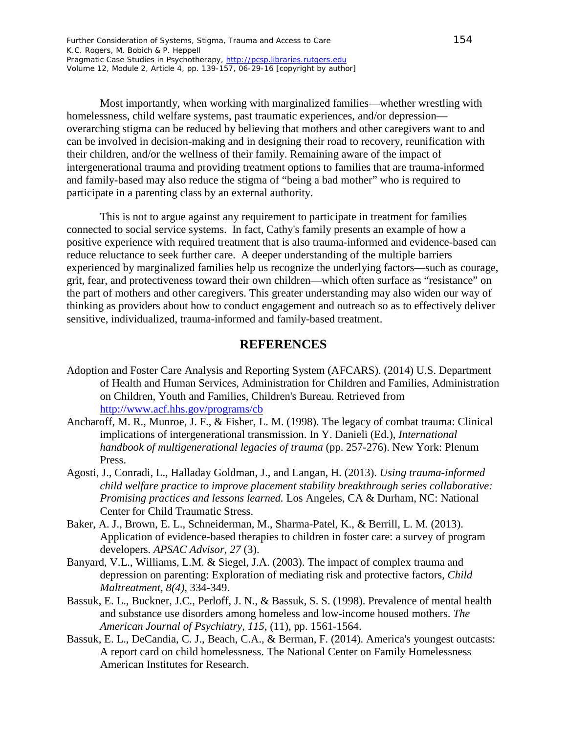Most importantly, when working with marginalized families—whether wrestling with homelessness, child welfare systems, past traumatic experiences, and/or depression—overarching stigma can be reduced by believing that mothers and other caregivers want to and can be involved in decision-making and in designing their road to recovery, reunification with their children, and/or the wellness of their family. Remaining aware of the impact of intergenerational trauma and providing treatment options to families that are trauma-informed and family-based may also reduce the stigma of "being a bad mother" who is required to participate in a parenting class by an external authority.

This is not to argue against any requirement to participate in treatment for families connected to social service systems. In fact, Cathy's family presents an example of how a positive experience with required treatment that is also trauma-informed and evidence-based can reduce reluctance to seek further care. A deeper understanding of the multiple barriers experienced by marginalized families help us recognize the underlying factors—such as courage, grit, fear, and protectiveness toward their own children—which often surface as "resistance" on the part of mothers and other caregivers. This greater understanding may also widen our way of thinking as providers about how to conduct engagement and outreach so as to effectively deliver sensitive, individualized, trauma-informed and family-based treatment.

## REFERENCES

Adoption and Foster Care Analysis and Reporting System (AFCARS). (2014) U.S. Department of Health and Human Services, Administration for Children and Families, Administration on Children, Youth and Families, Children's Bureau. Retrieved from http://www.acf.hhs.gov/programs/cb

Ancharoff, M. R., Munroe, J. F., & Fisher, L. M. (1998). The legacy of combat trauma: Clinical implications of intergenerational transmission. In Y. Danieli (Ed.), *International handbook of multigenerational legacies of trauma* (pp. 257-276). New York: Plenum Press.

Agosti, J., Conradi, L., Halladay Goldman, J., and Langan, H. (2013). *Using trauma-informed child welfare practice to improve placement stability breakthrough series collaborative: Promising practices and lessons learned.* Los Angeles, CA & Durham, NC: National Center for Child Traumatic Stress.

Baker, A. J., Brown, E. L., Schneiderman, M., Sharma-Patel, K., & Berrill, L. M. (2013). Application of evidence-based therapies to children in foster care: a survey of program developers. *APSAC Advisor, 27* (3).

Banyard, V.L., Williams, L.M. & Siegel, J.A. (2003). The impact of complex trauma and depression on parenting: Exploration of mediating risk and protective factors, *Child Maltreatment, 8(4),* 334-349.

Bassuk, E. L., Buckner, J.C., Perloff, J. N., & Bassuk, S. S. (1998). Prevalence of mental health and substance use disorders among homeless and low-income housed mothers. *The American Journal of Psychiatry, 115*, (11), pp. 1561-1564.

Bassuk, E. L., DeCandia, C. J., Beach, C.A., & Berman, F. (2014). America's youngest outcasts: A report card on child homelessness. The National Center on Family Homelessness American Institutes for Research.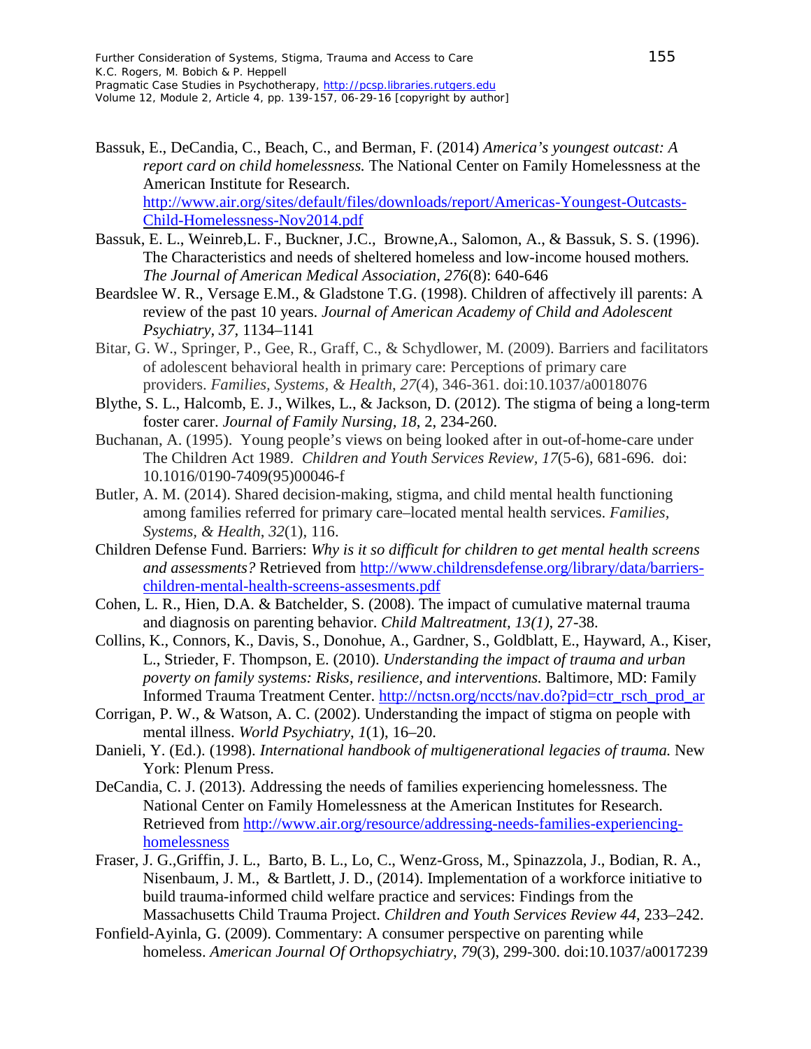Bassuk, E., DeCandia, C., Beach, C., and Berman, F. (2014) *America's youngest outcast: A report card on child homelessness.* The National Center on Family Homelessness at the American Institute for Research. http://www.air.org/sites/default/files/downloads/report/Americas-Youngest-Outcasts-Child-Homelessness-Nov2014.pdf

Bassuk, E. L., Weinreb,L. F., Buckner, J.C., Browne,A., Salomon, A., & Bassuk, S. S. (1996). The Characteristics and needs of sheltered homeless and low-income housed mothers*. The Journal of American Medical Association, 276*(8): 640-646

Beardslee W. R., Versage E.M., & Gladstone T.G. (1998). Children of affectively ill parents: A review of the past 10 years. *Journal of American Academy of Child and Adolescent Psychiatry, 37*, 1134–1141

Bitar, G. W., Springer, P., Gee, R., Graff, C., & Schydlower, M. (2009). Barriers and facilitators of adolescent behavioral health in primary care: Perceptions of primary care providers. *Families, Systems, & Health*, *27*(4), 346-361. doi:10.1037/a0018076

Blythe, S. L., Halcomb, E. J., Wilkes, L., & Jackson, D. (2012). The stigma of being a long-term foster carer. *Journal of Family Nursing, 18*, 2, 234-260.

Buchanan, A. (1995). Young people's views on being looked after in out-of-home-care under The Children Act 1989. *Children and Youth Services Review, 17*(5-6), 681-696. doi: 10.1016/0190-7409(95)00046-f

Butler, A. M. (2014). Shared decision-making, stigma, and child mental health functioning among families referred for primary care–located mental health services. *Families, Systems, & Health*, *32*(1), 116.

Children Defense Fund. Barriers: *Why is it so difficult for children to get mental health screens and assessments?* Retrieved from http://www.childrensdefense.org/library/data/barriers-children-mental-health-screens-assesments.pdf

Cohen, L. R., Hien, D.A. & Batchelder, S. (2008). The impact of cumulative maternal trauma and diagnosis on parenting behavior. *Child Maltreatment, 13(1),* 27-38.

Collins, K., Connors, K., Davis, S., Donohue, A., Gardner, S., Goldblatt, E., Hayward, A., Kiser, L., Strieder, F. Thompson, E. (2010). *Understanding the impact of trauma and urban poverty on family systems: Risks, resilience, and interventions.* Baltimore, MD: Family Informed Trauma Treatment Center. http://nctsn.org/nccts/nav.do?pid=ctr_rsch_prod_ar

Corrigan, P. W., & Watson, A. C. (2002). Understanding the impact of stigma on people with mental illness. *World Psychiatry*, *1*(1), 16–20.

Danieli, Y. (Ed.). (1998). *International handbook of multigenerational legacies of trauma.* New York: Plenum Press.

DeCandia, C. J. (2013). Addressing the needs of families experiencing homelessness. The National Center on Family Homelessness at the American Institutes for Research. Retrieved from http://www.air.org/resource/addressing-needs-families-experiencing-homelessness

Fraser, J. G.,Griffin, J. L., Barto, B. L., Lo, C., Wenz-Gross, M., Spinazzola, J., Bodian, R. A., Nisenbaum, J. M., & Bartlett, J. D., (2014). Implementation of a workforce initiative to build trauma-informed child welfare practice and services: Findings from the Massachusetts Child Trauma Project. *Children and Youth Services Review 44*, 233–242.

Fonfield-Ayinla, G. (2009). Commentary: A consumer perspective on parenting while homeless. *American Journal Of Orthopsychiatry*, *79*(3), 299-300. doi:10.1037/a0017239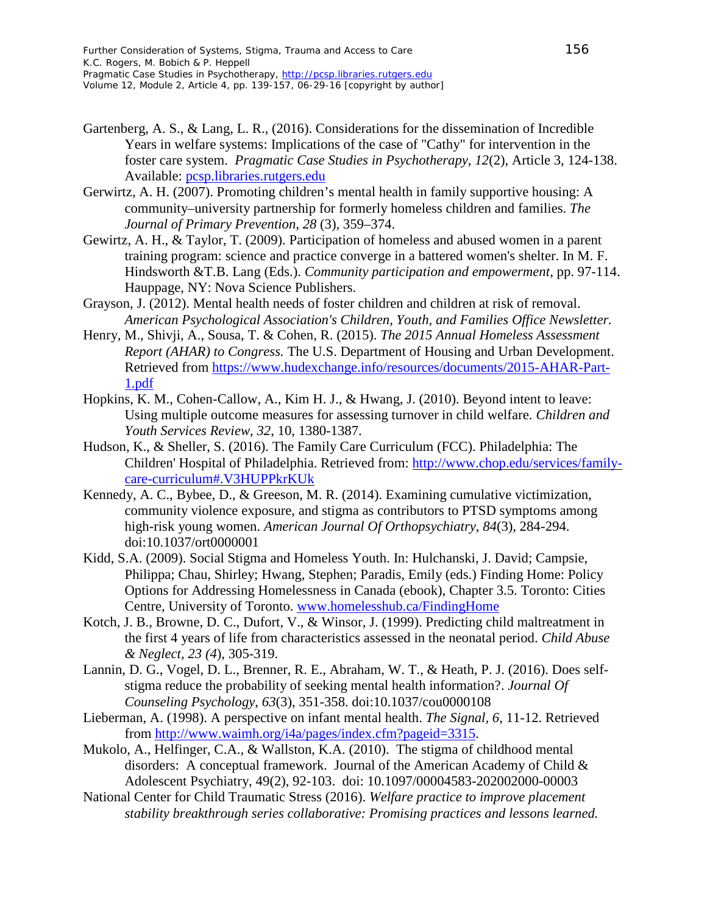Gartenberg, A. S., & Lang, L. R., (2016). Considerations for the dissemination of Incredible Years in welfare systems: Implications of the case of "Cathy" for intervention in the foster care system. *Pragmatic Case Studies in Psychotherapy*, *12*(2), Article 3, 124-138. Available: pcsp.libraries.rutgers.edu

Gerwirtz, A. H. (2007). Promoting children's mental health in family supportive housing: A community–university partnership for formerly homeless children and families. *The Journal of Primary Prevention*, *28* (3), 359–374.

Gewirtz, A. H., & Taylor, T. (2009). Participation of homeless and abused women in a parent training program: science and practice converge in a battered women's shelter. In M. F. Hindsworth &T.B. Lang (Eds.). *Community participation and empowerment,* pp. 97-114. Hauppage, NY: Nova Science Publishers.

Grayson, J. (2012). Mental health needs of foster children and children at risk of removal. *American Psychological Association's Children, Youth, and Families Office Newsletter.*

Henry, M., Shivji, A., Sousa, T. & Cohen, R. (2015). *The 2015 Annual Homeless Assessment Report (AHAR) to Congress.* The U.S. Department of Housing and Urban Development. Retrieved from https://www.hudexchange.info/resources/documents/2015-AHAR-Part-1.pdf

Hopkins, K. M., Cohen-Callow, A., Kim H. J., & Hwang, J. (2010). Beyond intent to leave: Using multiple outcome measures for assessing turnover in child welfare. *Children and Youth Services Review*, *32*, 10, 1380-1387.

Hudson, K., & Sheller, S. (2016). The Family Care Curriculum (FCC). Philadelphia: The Children' Hospital of Philadelphia. Retrieved from: http://www.chop.edu/services/family-care-curriculum#.V3HUPPkrKUk

Kennedy, A. C., Bybee, D., & Greeson, M. R. (2014). Examining cumulative victimization, community violence exposure, and stigma as contributors to PTSD symptoms among high-risk young women. *American Journal Of Orthopsychiatry*, *84*(3), 284-294. doi:10.1037/ort0000001

Kidd, S.A. (2009). Social Stigma and Homeless Youth. In: Hulchanski, J. David; Campsie, Philippa; Chau, Shirley; Hwang, Stephen; Paradis, Emily (eds.) Finding Home: Policy Options for Addressing Homelessness in Canada (ebook), Chapter 3.5. Toronto: Cities Centre, University of Toronto. www.homelesshub.ca/FindingHome

Kotch, J. B., Browne, D. C., Dufort, V., & Winsor, J. (1999). Predicting child maltreatment in the first 4 years of life from characteristics assessed in the neonatal period. *Child Abuse & Neglect, 23 (4*), 305-319.

Lannin, D. G., Vogel, D. L., Brenner, R. E., Abraham, W. T., & Heath, P. J. (2016). Does self-stigma reduce the probability of seeking mental health information?. *Journal Of Counseling Psychology*, *63*(3), 351-358. doi:10.1037/cou0000108

Lieberman, A. (1998). A perspective on infant mental health. *The Signal, 6*, 11-12. Retrieved from http://www.waimh.org/i4a/pages/index.cfm?pageid=3315.

Mukolo, A., Helfinger, C.A., & Wallston, K.A. (2010). The stigma of childhood mental disorders: A conceptual framework. Journal of the American Academy of Child & Adolescent Psychiatry, 49(2), 92-103. doi: 10.1097/00004583-202002000-00003

National Center for Child Traumatic Stress (2016). *Welfare practice to improve placement stability breakthrough series collaborative: Promising practices and lessons learned.*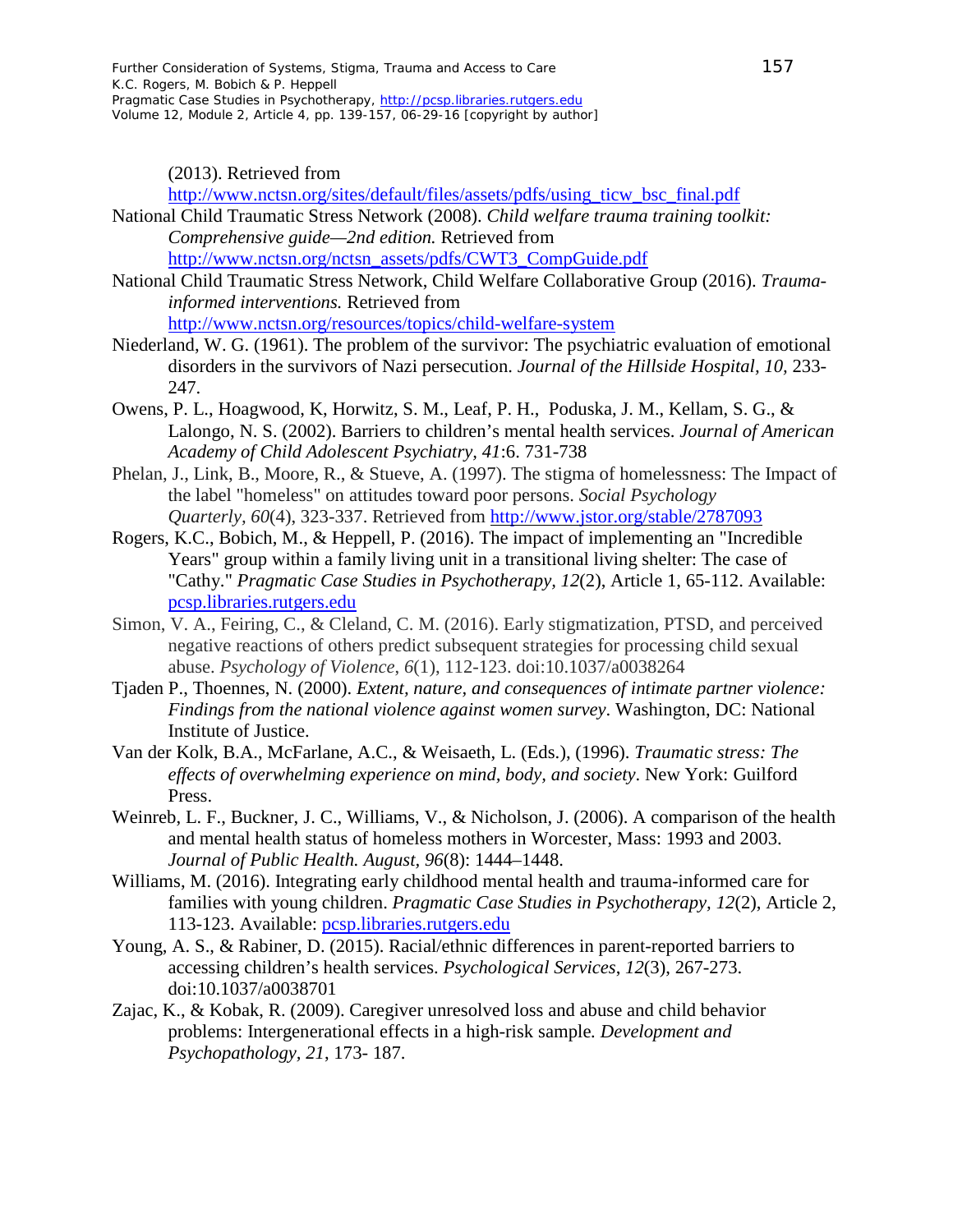(2013). Retrieved from http://www.nctsn.org/sites/default/files/assets/pdfs/using_ticw_bsc_final.pdf

National Child Traumatic Stress Network (2008). *Child welfare trauma training toolkit: Comprehensive guide—2nd edition.* Retrieved from http://www.nctsn.org/nctsn_assets/pdfs/CWT3_CompGuide.pdf

National Child Traumatic Stress Network, Child Welfare Collaborative Group (2016). *Trauma-informed interventions.* Retrieved from http://www.nctsn.org/resources/topics/child-welfare-system

Niederland, W. G. (1961). The problem of the survivor: The psychiatric evaluation of emotional disorders in the survivors of Nazi persecution. *Journal of the Hillside Hospital*, *10,* 233-247.

Owens, P. L., Hoagwood, K, Horwitz, S. M., Leaf, P. H., Poduska, J. M., Kellam, S. G., & Lalongo, N. S. (2002). Barriers to children's mental health services. *Journal of American Academy of Child Adolescent Psychiatry*, *41*:6. 731-738

Phelan, J., Link, B., Moore, R., & Stueve, A. (1997). The stigma of homelessness: The Impact of the label "homeless" on attitudes toward poor persons. *Social Psychology Quarterly*, *60*(4), 323-337. Retrieved from http://www.jstor.org/stable/2787093

Rogers, K.C., Bobich, M., & Heppell, P. (2016). The impact of implementing an "Incredible Years" group within a family living unit in a transitional living shelter: The case of "Cathy." *Pragmatic Case Studies in Psychotherapy, 12*(2), Article 1, 65-112. Available: pcsp.libraries.rutgers.edu

Simon, V. A., Feiring, C., & Cleland, C. M. (2016). Early stigmatization, PTSD, and perceived negative reactions of others predict subsequent strategies for processing child sexual abuse. *Psychology of Violence*, *6*(1), 112-123. doi:10.1037/a0038264

Tjaden P., Thoennes, N. (2000). *Extent, nature, and consequences of intimate partner violence: Findings from the national violence against women survey*. Washington, DC: National Institute of Justice.

Van der Kolk, B.A., McFarlane, A.C., & Weisaeth, L. (Eds.), (1996). *Traumatic stress: The effects of overwhelming experience on mind, body, and society*. New York: Guilford Press.

Weinreb, L. F., Buckner, J. C., Williams, V., & Nicholson, J. (2006). A comparison of the health and mental health status of homeless mothers in Worcester, Mass: 1993 and 2003. *Journal of Public Health. August, 96*(8): 1444–1448.

Williams, M. (2016). Integrating early childhood mental health and trauma-informed care for families with young children. *Pragmatic Case Studies in Psychotherapy, 12*(2), Article 2, 113-123. Available: pcsp.libraries.rutgers.edu

Young, A. S., & Rabiner, D. (2015). Racial/ethnic differences in parent-reported barriers to accessing children's health services. *Psychological Services*, *12*(3), 267-273. doi:10.1037/a0038701

Zajac, K., & Kobak, R. (2009). Caregiver unresolved loss and abuse and child behavior problems: Intergenerational effects in a high-risk sample. *Development and Psychopathology, 21*, 173- 187.